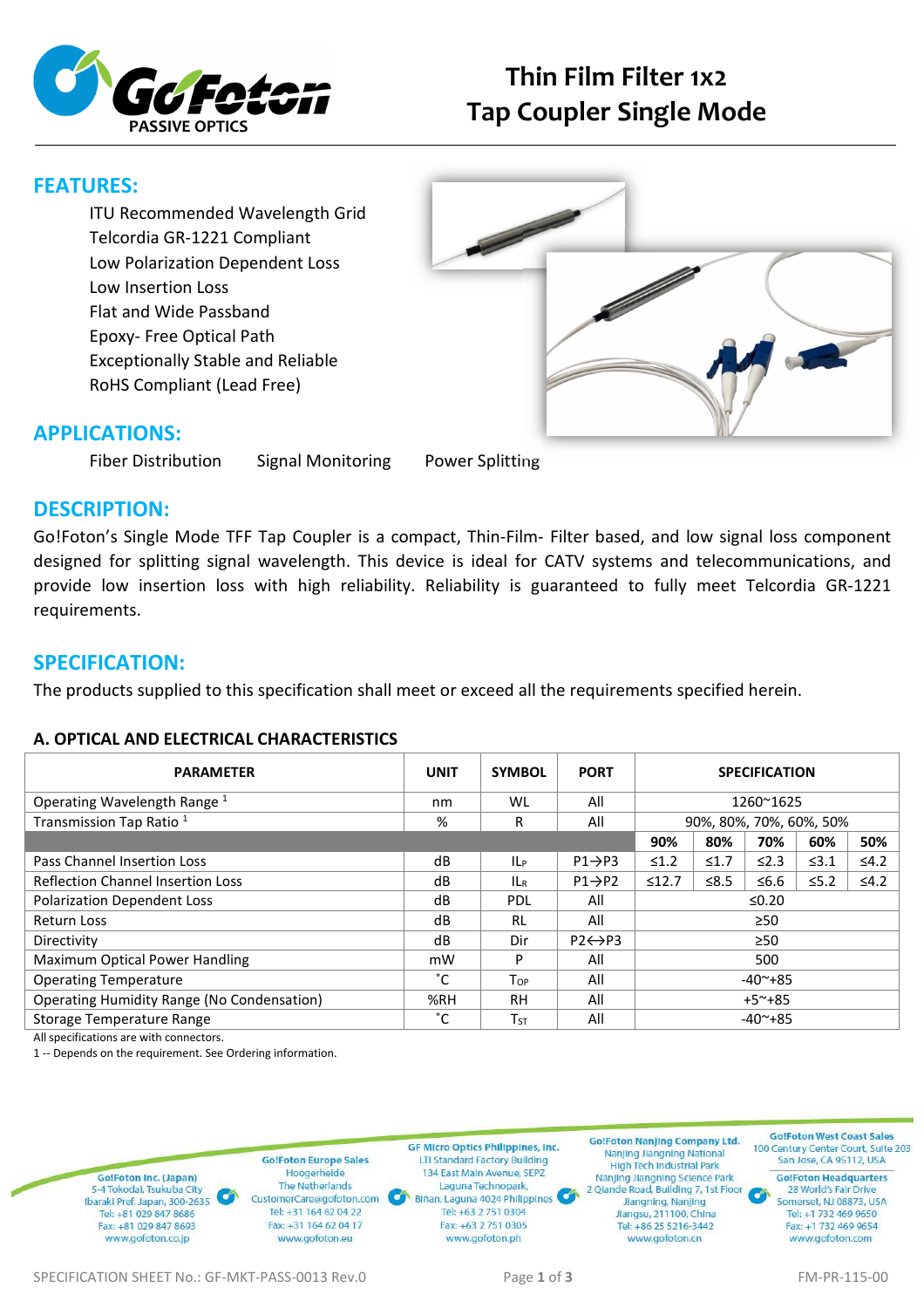# Thin Film Filter 1x2 Tap Coupler Single Mode

## FEATURES:

- ITU Recommended Wavelength Grid
- Telcordia GR-1221 Compliant
- Low Polarization Dependent Loss
- Low Insertion Loss
- Flat and Wide Passband
- Epoxy- Free Optical Path
- Exceptionally Stable and Reliable
- RoHS Compliant (Lead Free)

## APPLICATIONS:

Fiber Distribution    Signal Monitoring    Power Splitting

## DESCRIPTION:

Go!Foton's Single Mode TFF Tap Coupler is a compact, Thin-Film- Filter based, and low signal loss component designed for splitting signal wavelength. This device is ideal for CATV systems and telecommunications, and provide low insertion loss with high reliability. Reliability is guaranteed to fully meet Telcordia GR-1221 requirements.

## SPECIFICATION:

The products supplied to this specification shall meet or exceed all the requirements specified herein.

### A. OPTICAL AND ELECTRICAL CHARACTERISTICS

| PARAMETER | UNIT | SYMBOL | PORT | SPECIFICATION | | | | |
|---|---|---|---|---|---|---|---|---|
| Operating Wavelength Range [1] | nm | WL | All | 1260~1625 | | | | |
| Transmission Tap Ratio [1] | % | R | All | 90%, 80%, 70%, 60%, 50% | | | | |
| | | | | **90%** | **80%** | **70%** | **60%** | **50%** |
| Pass Channel Insertion Loss | dB | $IL_P$ | P1→P3 | ≤1.2 | ≤1.7 | ≤2.3 | ≤3.1 | ≤4.2 |
| Reflection Channel Insertion Loss | dB | $IL_R$ | P1→P2 | ≤12.7 | ≤8.5 | ≤6.6 | ≤5.2 | ≤4.2 |
| Polarization Dependent Loss | dB | PDL | All | ≤0.20 | | | | |
| Return Loss | dB | RL | All | ≥50 | | | | |
| Directivity | dB | Dir | P2↔P3 | ≥50 | | | | |
| Maximum Optical Power Handling | mW | P | All | 500 | | | | |
| Operating Temperature | ˚C | $T_{OP}$ | All | -40~+85 | | | | |
| Operating Humidity Range (No Condensation) | %RH | RH | All | +5~+85 | | | | |
| Storage Temperature Range | ˚C | $T_{ST}$ | All | -40~+85 | | | | |

All specifications are with connectors.

1 -- Depends on the requirement. See Ordering information.

**Go!Foton Inc. (Japan)**
5-4 Tokodai, Tsukuba City
Ibaraki Pref. Japan, 300-2635
Tel: +81 029 847 8686
Fax: +81 029 847 8693
www.gofoton.co.jp

**Go!Foton Europe Sales**
Hoogerheide
The Netherlands
CustomerCare@gofoton.com
Tel: +31 164 62 04 22
Fax: +31 164 62 04 17
www.gofoton.eu

**GF Micro Optics Philippines, Inc.**
LTI Standard Factory Building
134 East Main Avenue, SEPZ
Laguna Technopark,
Biñan, Laguna 4024 Philippines
Tel: +63 2 751 0304
Fax: +63 2 751 0305
www.gofoton.ph

**Go!Foton Nanjing Company Ltd.**
Nanjing Jiangning National
High Tech Industrial Park
Nanjing Jiangning Science Park
2 Qiande Road, Building 7, 1st Floor
Jiangning, Nanjing
Jiangsu, 211100, China
Tel: +86 25 5216-3442
www.gofoton.cn

**Go!Foton West Coast Sales**
100 Century Center Court, Suite 203
San Jose, CA 95112, USA

**Go!Foton Headquarters**
28 World's Fair Drive
Somerset, NJ 08873, USA
Tel: +1 732 469 9650
Fax: +1 732 469 9654
www.gofoton.com

SPECIFICATION SHEET No.: GF-MKT-PASS-0013 Rev.0    FM-PR-115-00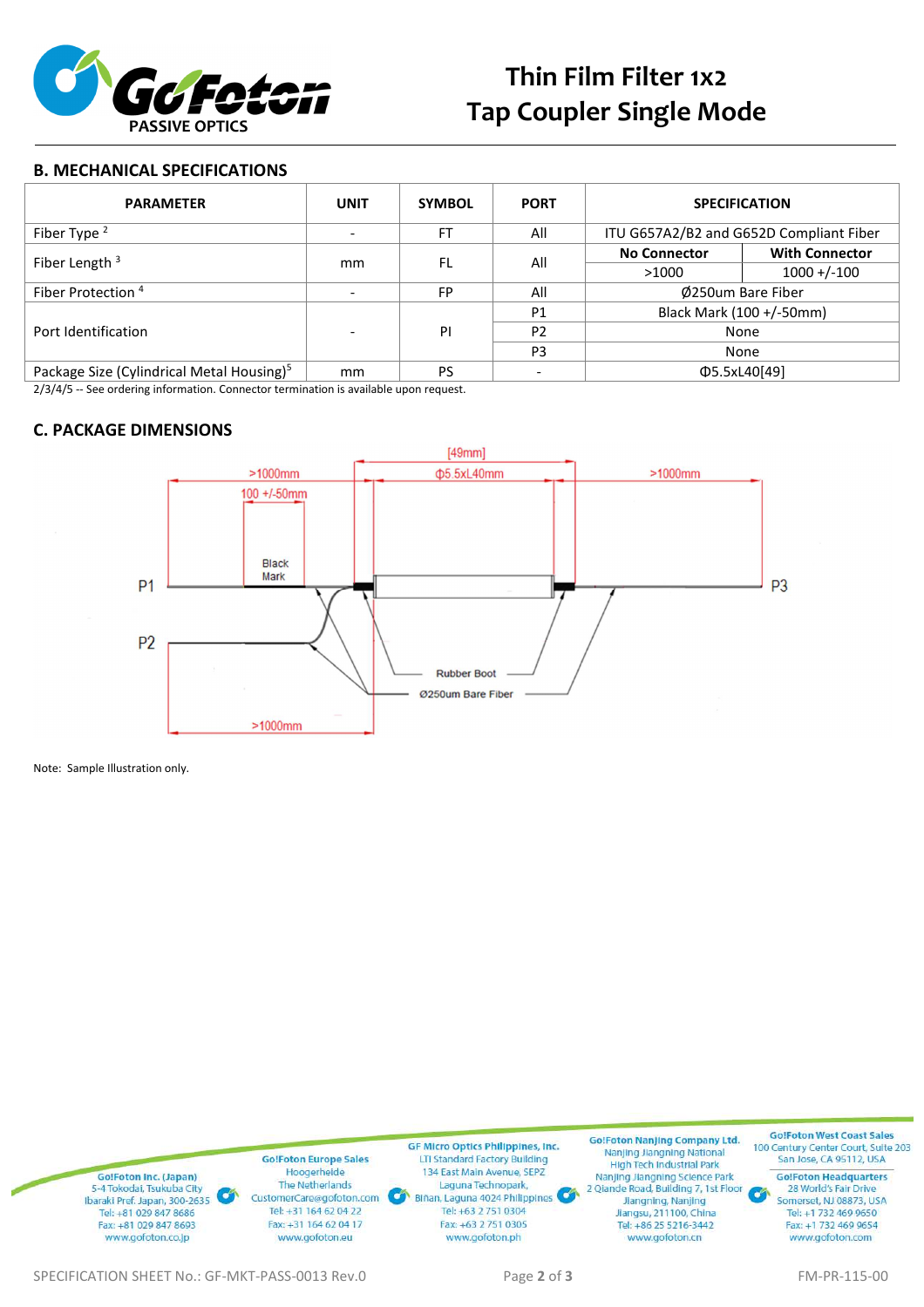## B. MECHANICAL SPECIFICATIONS

| PARAMETER | UNIT | SYMBOL | PORT | SPECIFICATION | |
|---|---|---|---|---|---|
| Fiber Type [2] | - | FT | All | ITU G657A2/B2 and G652D Compliant Fiber | |
| Fiber Length [3] | mm | FL | All | **No Connector** | **With Connector** |
| | | | | >1000 | 1000 +/-100 |
| Fiber Protection [4] | - | FP | All | Ø250um Bare Fiber | |
| Port Identification | - | PI | P1 | Black Mark (100 +/-50mm) | |
| | | | P2 | None | |
| | | | P3 | None | |
| Package Size (Cylindrical Metal Housing)[5] | mm | PS | - | Φ5.5xL40[49] | |

2/3/4/5 -- See ordering information. Connector termination is available upon request.

## C. PACKAGE DIMENSIONS

Note: Sample Illustration only.

**Go!Foton Inc. (Japan)**
5-4 Tokodai, Tsukuba City
Ibaraki Pref. Japan, 300-2635
Tel: +81 029 847 8686
Fax: +81 029 847 8693
www.gofoton.co.jp

**Go!Foton Europe Sales**
Hoogerheide
The Netherlands
CustomerCare@gofoton.com
Tel: +31 164 62 04 22
Fax: +31 164 62 04 17
www.gofoton.eu

**GF Micro Optics Philippines, Inc.**
LTI Standard Factory Building
134 East Main Avenue, SEPZ
Laguna Technopark,
Biñan, Laguna 4024 Philippines
Tel: +63 2 751 0304
Fax: +63 2 751 0305
www.gofoton.ph

**Go!Foton Nanjing Company Ltd.**
Nanjing Jiangning National
High Tech Industrial Park
Nanjing Jiangning Science Park
2 Qiande Road, Building 7, 1st Floor
Jiangning, Nanjing
Jiangsu, 211100, China
Tel: +86 25 5216-3442
www.gofoton.cn

**Go!Foton West Coast Sales**
100 Century Center Court, Suite 203
San Jose, CA 95112, USA

**Go!Foton Headquarters**
28 World's Fair Drive
Somerset, NJ 08873, USA
Tel: +1 732 469 9650
Fax: +1 732 469 9654
www.gofoton.com

SPECIFICATION SHEET No.: GF-MKT-PASS-0013 Rev.0

FM-PR-115-00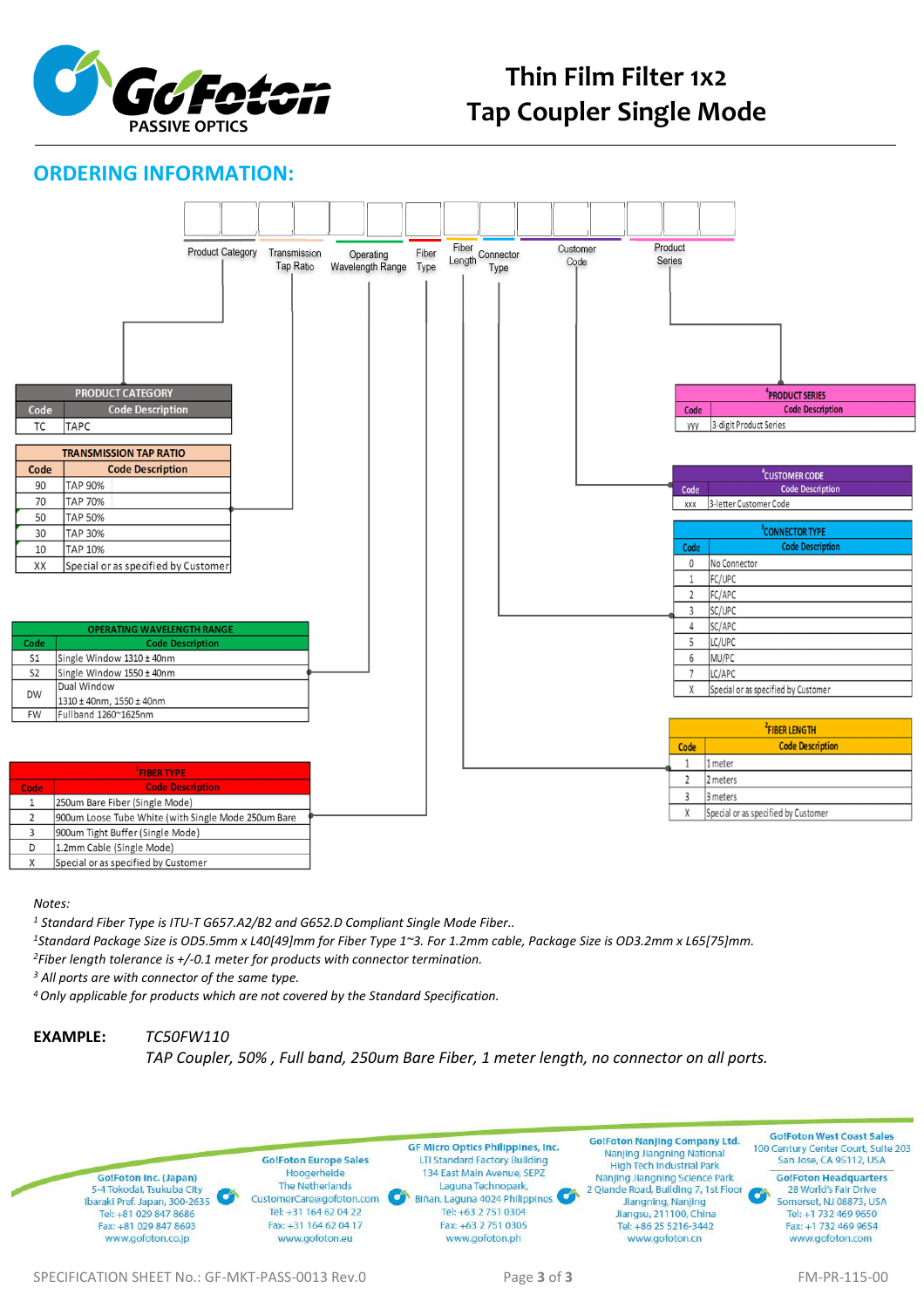# Thin Film Filter 1x2 Tap Coupler Single Mode

## ORDERING INFORMATION:

Product Category | Transmission Tap Ratio | Operating Wavelength Range | Fiber Type | Fiber Length | Connector Type | Customer Code | Product Series

| PRODUCT CATEGORY | |
|---|---|
| Code | Code Description |
| TC | TAPC |

| TRANSMISSION TAP RATIO | |
|---|---|
| Code | Code Description |
| 90 | TAP 90% |
| 70 | TAP 70% |
| 50 | TAP 50% |
| 30 | TAP 30% |
| 10 | TAP 10% |
| XX | Special or as specified by Customer |

| OPERATING WAVELENGTH RANGE | |
|---|---|
| Code | Code Description |
| S1 | Single Window 1310 ± 40nm |
| S2 | Single Window 1550 ± 40nm |
| DW | Dual Window 1310 ± 40nm, 1550 ± 40nm |
| FW | Fullband 1260~1625nm |

| [1]FIBER TYPE | |
|---|---|
| Code | Code Description |
| 1 | 250um Bare Fiber (Single Mode) |
| 2 | 900um Loose Tube White (with Single Mode 250um Bare |
| 3 | 900um Tight Buffer (Single Mode) |
| D | 1.2mm Cable (Single Mode) |
| X | Special or as specified by Customer |

| [4]PRODUCT SERIES | |
|---|---|
| Code | Code Description |
| yyy | 3-digit Product Series |

| [4]CUSTOMER CODE | |
|---|---|
| Code | Code Description |
| xxx | 3-letter Customer Code |

| [3]CONNECTOR TYPE | |
|---|---|
| Code | Code Description |
| 0 | No Connector |
| 1 | FC/UPC |
| 2 | FC/APC |
| 3 | SC/UPC |
| 4 | SC/APC |
| 5 | LC/UPC |
| 6 | MU/PC |
| 7 | LC/APC |
| X | Special or as specified by Customer |

| [2]FIBER LENGTH | |
|---|---|
| Code | Code Description |
| 1 | 1 meter |
| 2 | 2 meters |
| 3 | 3 meters |
| X | Special or as specified by Customer |

*Notes:*

*[1] Standard Fiber Type is ITU-T G657.A2/B2 and G652.D Compliant Single Mode Fiber..*

*[1]Standard Package Size is OD5.5mm x L40[49]mm for Fiber Type 1~3. For 1.2mm cable, Package Size is OD3.2mm x L65[75]mm.*

*[2]Fiber length tolerance is +/-0.1 meter for products with connector termination.*

*[3] All ports are with connector of the same type.*

*[4] Only applicable for products which are not covered by the Standard Specification.*

**EXAMPLE:** *TC50FW110*

*TAP Coupler, 50% , Full band, 250um Bare Fiber, 1 meter length, no connector on all ports.*

**Go!Foton Inc. (Japan)**
5-4 Tokodai, Tsukuba City
Ibaraki Pref. Japan, 300-2635
Tel: +81 029 847 8686
Fax: +81 029 847 8693
www.gofoton.co.jp

**Go!Foton Europe Sales**
Hoogerheide
The Netherlands
CustomerCare@gofoton.com
Tel: +31 164 62 04 22
Fax: +31 164 62 04 17
www.gofoton.eu

**GF Micro Optics Philippines, Inc.**
LTI Standard Factory Building
134 East Main Avenue, SEPZ
Laguna Technopark,
Biñan, Laguna 4024 Philippines
Tel: +63 2 751 0304
Fax: +63 2 751 0305
www.gofoton.ph

**Go!Foton Nanjing Company Ltd.**
Nanjing Jiangning National
High Tech Industrial Park
Nanjing Jiangning Science Park
2 Qiande Road, Building 7, 1st Floor
Jiangning, Nanjing
Jiangsu, 211100, China
Tel: +86 25 5216-3442
www.gofoton.cn

**Go!Foton West Coast Sales**
100 Century Center Court, Suite 203
San Jose, CA 95112, USA

**Go!Foton Headquarters**
28 World's Fair Drive
Somerset, NJ 08873, USA
Tel: +1 732 469 9650
Fax: +1 732 469 9654
www.gofoton.com

SPECIFICATION SHEET No.: GF-MKT-PASS-0013 Rev.0 FM-PR-115-00